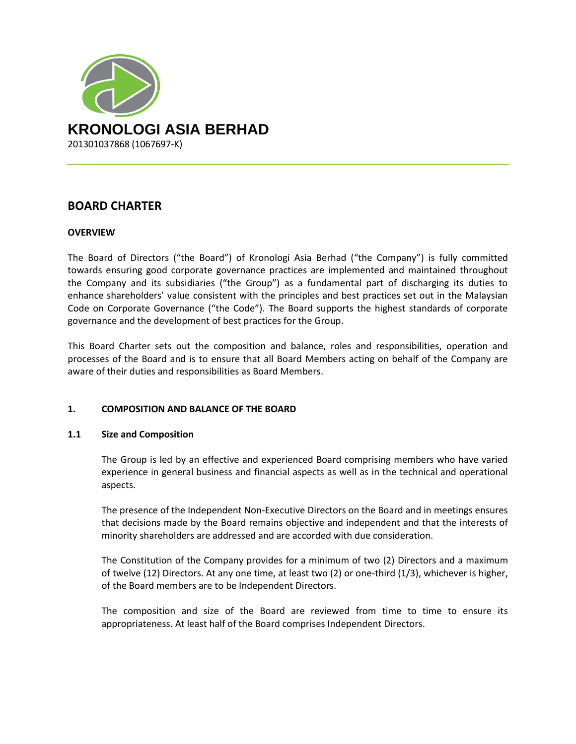**KRONOLOGI ASIA BERHAD**

201301037868 (1067697-K)

# BOARD CHARTER

## OVERVIEW

The Board of Directors ("the Board") of Kronologi Asia Berhad ("the Company") is fully committed towards ensuring good corporate governance practices are implemented and maintained throughout the Company and its subsidiaries ("the Group") as a fundamental part of discharging its duties to enhance shareholders' value consistent with the principles and best practices set out in the Malaysian Code on Corporate Governance ("the Code"). The Board supports the highest standards of corporate governance and the development of best practices for the Group.

This Board Charter sets out the composition and balance, roles and responsibilities, operation and processes of the Board and is to ensure that all Board Members acting on behalf of the Company are aware of their duties and responsibilities as Board Members.

## 1. COMPOSITION AND BALANCE OF THE BOARD

### 1.1 Size and Composition

The Group is led by an effective and experienced Board comprising members who have varied experience in general business and financial aspects as well as in the technical and operational aspects.

The presence of the Independent Non-Executive Directors on the Board and in meetings ensures that decisions made by the Board remains objective and independent and that the interests of minority shareholders are addressed and are accorded with due consideration.

The Constitution of the Company provides for a minimum of two (2) Directors and a maximum of twelve (12) Directors. At any one time, at least two (2) or one-third (1/3), whichever is higher, of the Board members are to be Independent Directors.

The composition and size of the Board are reviewed from time to time to ensure its appropriateness. At least half of the Board comprises Independent Directors.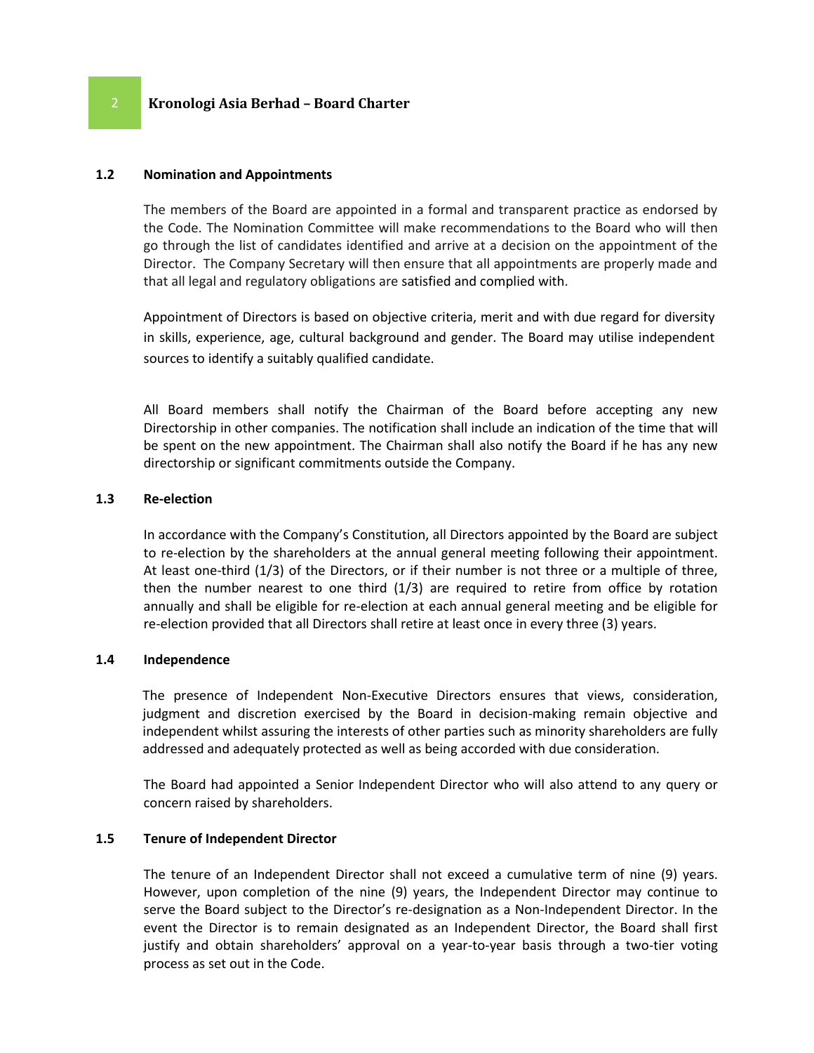### 1.2 Nomination and Appointments

The members of the Board are appointed in a formal and transparent practice as endorsed by the Code. The Nomination Committee will make recommendations to the Board who will then go through the list of candidates identified and arrive at a decision on the appointment of the Director. The Company Secretary will then ensure that all appointments are properly made and that all legal and regulatory obligations are satisfied and complied with.

Appointment of Directors is based on objective criteria, merit and with due regard for diversity in skills, experience, age, cultural background and gender. The Board may utilise independent sources to identify a suitably qualified candidate.

All Board members shall notify the Chairman of the Board before accepting any new Directorship in other companies. The notification shall include an indication of the time that will be spent on the new appointment. The Chairman shall also notify the Board if he has any new directorship or significant commitments outside the Company.

### 1.3 Re-election

In accordance with the Company's Constitution, all Directors appointed by the Board are subject to re-election by the shareholders at the annual general meeting following their appointment. At least one-third (1/3) of the Directors, or if their number is not three or a multiple of three, then the number nearest to one third (1/3) are required to retire from office by rotation annually and shall be eligible for re-election at each annual general meeting and be eligible for re-election provided that all Directors shall retire at least once in every three (3) years.

### 1.4 Independence

The presence of Independent Non-Executive Directors ensures that views, consideration, judgment and discretion exercised by the Board in decision-making remain objective and independent whilst assuring the interests of other parties such as minority shareholders are fully addressed and adequately protected as well as being accorded with due consideration.

The Board had appointed a Senior Independent Director who will also attend to any query or concern raised by shareholders.

### 1.5 Tenure of Independent Director

The tenure of an Independent Director shall not exceed a cumulative term of nine (9) years. However, upon completion of the nine (9) years, the Independent Director may continue to serve the Board subject to the Director's re-designation as a Non-Independent Director. In the event the Director is to remain designated as an Independent Director, the Board shall first justify and obtain shareholders' approval on a year-to-year basis through a two-tier voting process as set out in the Code.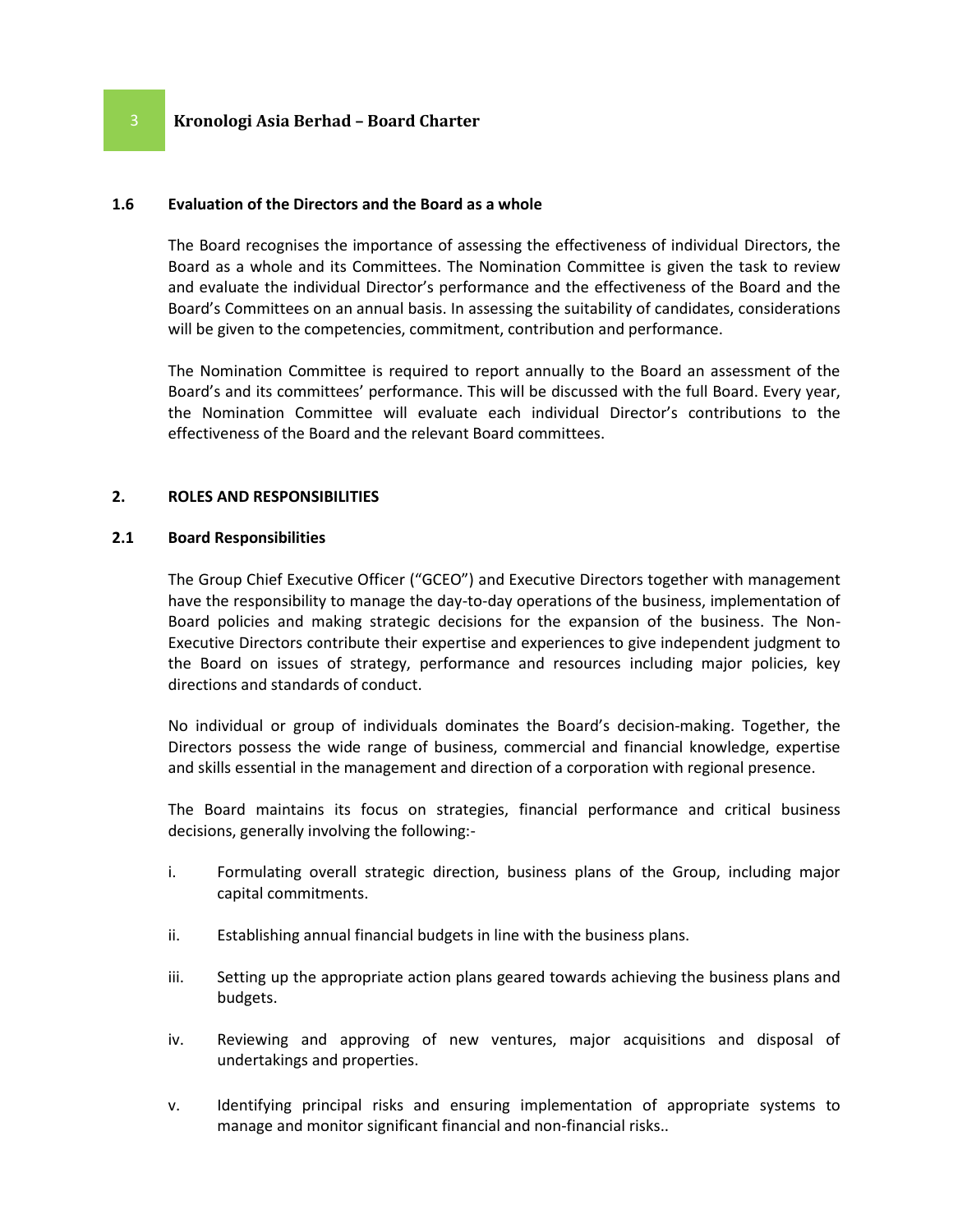### 1.6 Evaluation of the Directors and the Board as a whole

The Board recognises the importance of assessing the effectiveness of individual Directors, the Board as a whole and its Committees. The Nomination Committee is given the task to review and evaluate the individual Director's performance and the effectiveness of the Board and the Board's Committees on an annual basis. In assessing the suitability of candidates, considerations will be given to the competencies, commitment, contribution and performance.

The Nomination Committee is required to report annually to the Board an assessment of the Board's and its committees' performance. This will be discussed with the full Board. Every year, the Nomination Committee will evaluate each individual Director's contributions to the effectiveness of the Board and the relevant Board committees.

## 2. ROLES AND RESPONSIBILITIES

### 2.1 Board Responsibilities

The Group Chief Executive Officer ("GCEO") and Executive Directors together with management have the responsibility to manage the day-to-day operations of the business, implementation of Board policies and making strategic decisions for the expansion of the business. The Non-Executive Directors contribute their expertise and experiences to give independent judgment to the Board on issues of strategy, performance and resources including major policies, key directions and standards of conduct.

No individual or group of individuals dominates the Board's decision-making. Together, the Directors possess the wide range of business, commercial and financial knowledge, expertise and skills essential in the management and direction of a corporation with regional presence.

The Board maintains its focus on strategies, financial performance and critical business decisions, generally involving the following:-

i. Formulating overall strategic direction, business plans of the Group, including major capital commitments.

ii. Establishing annual financial budgets in line with the business plans.

iii. Setting up the appropriate action plans geared towards achieving the business plans and budgets.

iv. Reviewing and approving of new ventures, major acquisitions and disposal of undertakings and properties.

v. Identifying principal risks and ensuring implementation of appropriate systems to manage and monitor significant financial and non-financial risks..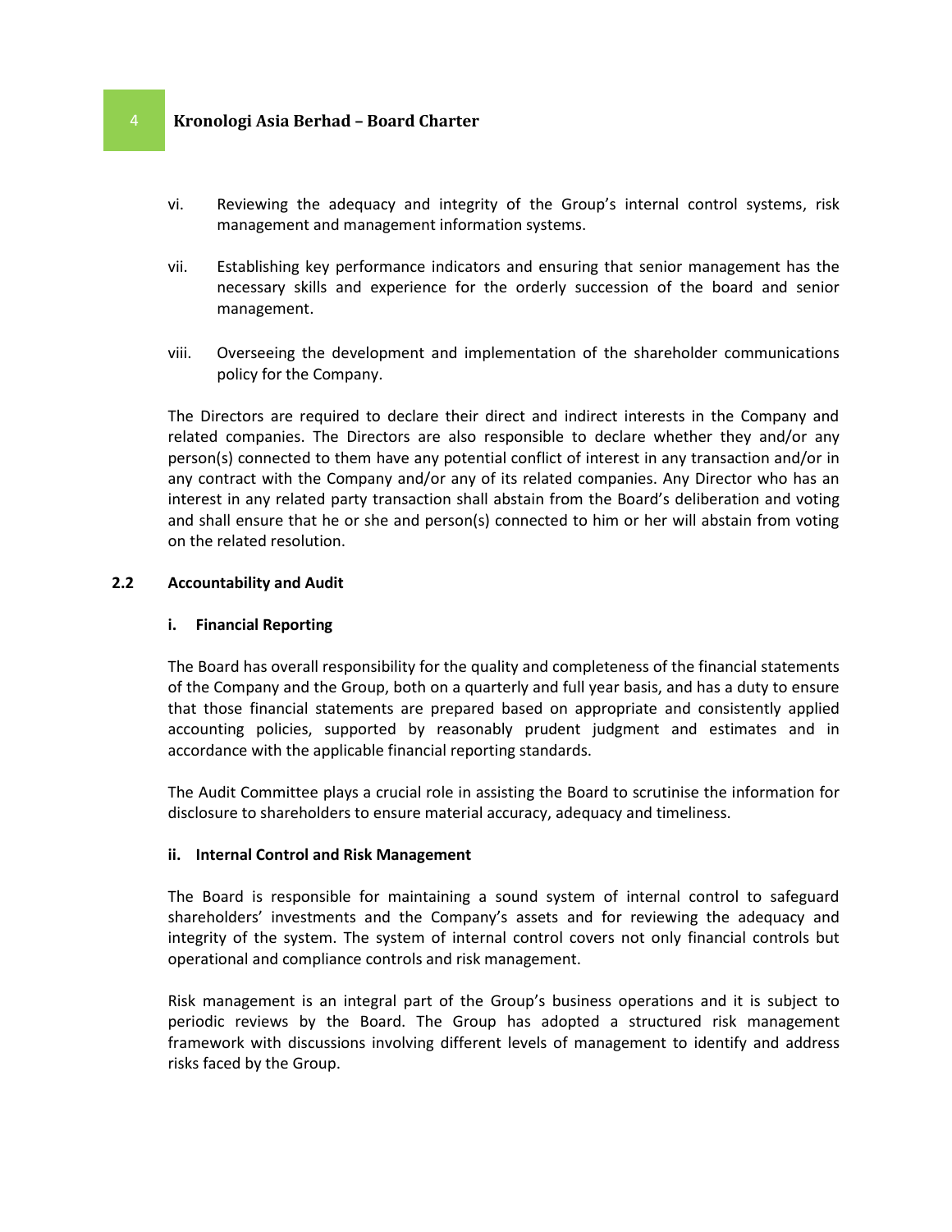vi. Reviewing the adequacy and integrity of the Group's internal control systems, risk management and management information systems.

vii. Establishing key performance indicators and ensuring that senior management has the necessary skills and experience for the orderly succession of the board and senior management.

viii. Overseeing the development and implementation of the shareholder communications policy for the Company.

The Directors are required to declare their direct and indirect interests in the Company and related companies. The Directors are also responsible to declare whether they and/or any person(s) connected to them have any potential conflict of interest in any transaction and/or in any contract with the Company and/or any of its related companies. Any Director who has an interest in any related party transaction shall abstain from the Board's deliberation and voting and shall ensure that he or she and person(s) connected to him or her will abstain from voting on the related resolution.

## 2.2 Accountability and Audit

### i. Financial Reporting

The Board has overall responsibility for the quality and completeness of the financial statements of the Company and the Group, both on a quarterly and full year basis, and has a duty to ensure that those financial statements are prepared based on appropriate and consistently applied accounting policies, supported by reasonably prudent judgment and estimates and in accordance with the applicable financial reporting standards.

The Audit Committee plays a crucial role in assisting the Board to scrutinise the information for disclosure to shareholders to ensure material accuracy, adequacy and timeliness.

### ii. Internal Control and Risk Management

The Board is responsible for maintaining a sound system of internal control to safeguard shareholders' investments and the Company's assets and for reviewing the adequacy and integrity of the system. The system of internal control covers not only financial controls but operational and compliance controls and risk management.

Risk management is an integral part of the Group's business operations and it is subject to periodic reviews by the Board. The Group has adopted a structured risk management framework with discussions involving different levels of management to identify and address risks faced by the Group.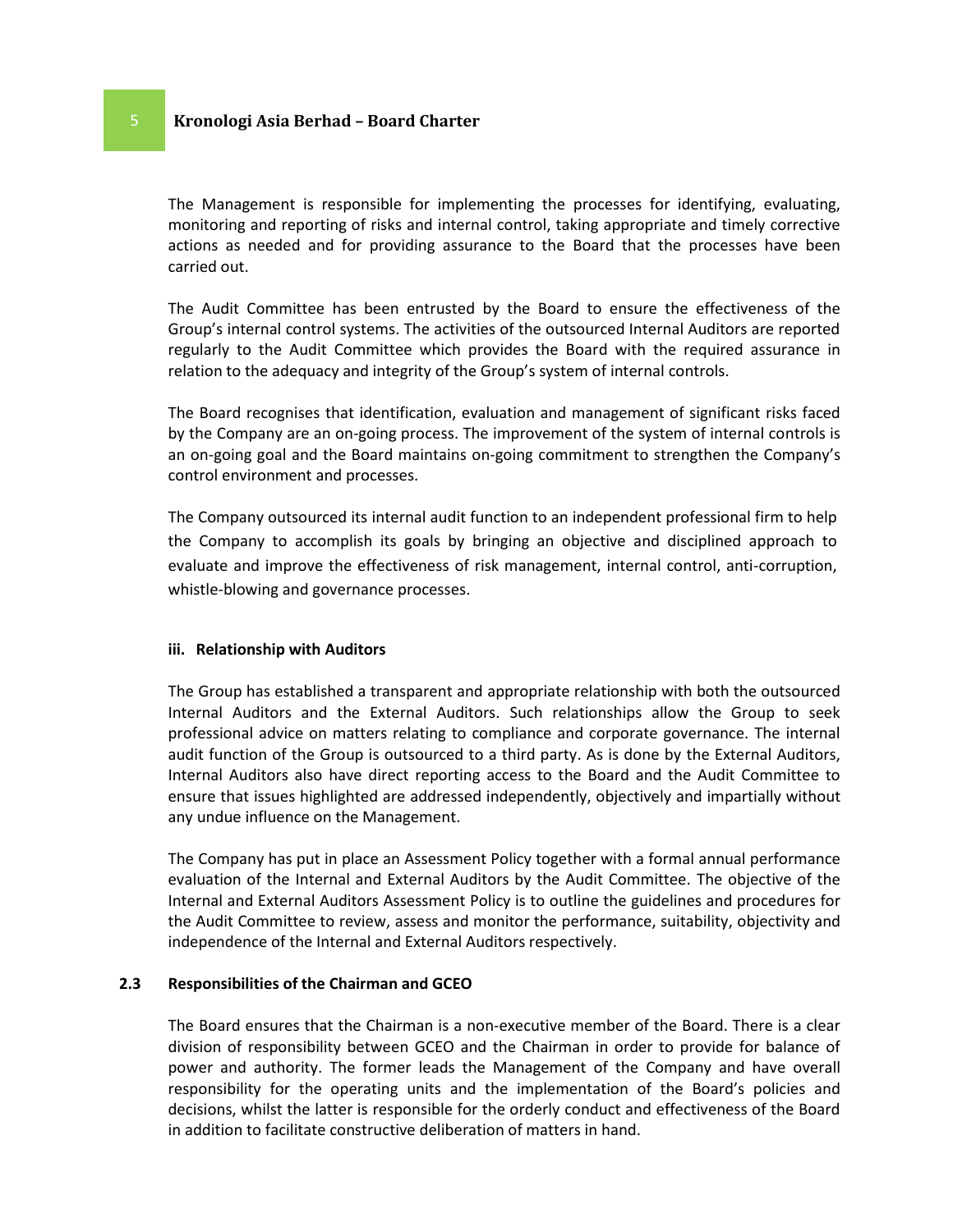The Management is responsible for implementing the processes for identifying, evaluating, monitoring and reporting of risks and internal control, taking appropriate and timely corrective actions as needed and for providing assurance to the Board that the processes have been carried out.

The Audit Committee has been entrusted by the Board to ensure the effectiveness of the Group's internal control systems. The activities of the outsourced Internal Auditors are reported regularly to the Audit Committee which provides the Board with the required assurance in relation to the adequacy and integrity of the Group's system of internal controls.

The Board recognises that identification, evaluation and management of significant risks faced by the Company are an on-going process. The improvement of the system of internal controls is an on-going goal and the Board maintains on-going commitment to strengthen the Company's control environment and processes.

The Company outsourced its internal audit function to an independent professional firm to help the Company to accomplish its goals by bringing an objective and disciplined approach to evaluate and improve the effectiveness of risk management, internal control, anti-corruption, whistle-blowing and governance processes.

#### iii. Relationship with Auditors

The Group has established a transparent and appropriate relationship with both the outsourced Internal Auditors and the External Auditors. Such relationships allow the Group to seek professional advice on matters relating to compliance and corporate governance. The internal audit function of the Group is outsourced to a third party. As is done by the External Auditors, Internal Auditors also have direct reporting access to the Board and the Audit Committee to ensure that issues highlighted are addressed independently, objectively and impartially without any undue influence on the Management.

The Company has put in place an Assessment Policy together with a formal annual performance evaluation of the Internal and External Auditors by the Audit Committee. The objective of the Internal and External Auditors Assessment Policy is to outline the guidelines and procedures for the Audit Committee to review, assess and monitor the performance, suitability, objectivity and independence of the Internal and External Auditors respectively.

### 2.3 Responsibilities of the Chairman and GCEO

The Board ensures that the Chairman is a non-executive member of the Board. There is a clear division of responsibility between GCEO and the Chairman in order to provide for balance of power and authority. The former leads the Management of the Company and have overall responsibility for the operating units and the implementation of the Board's policies and decisions, whilst the latter is responsible for the orderly conduct and effectiveness of the Board in addition to facilitate constructive deliberation of matters in hand.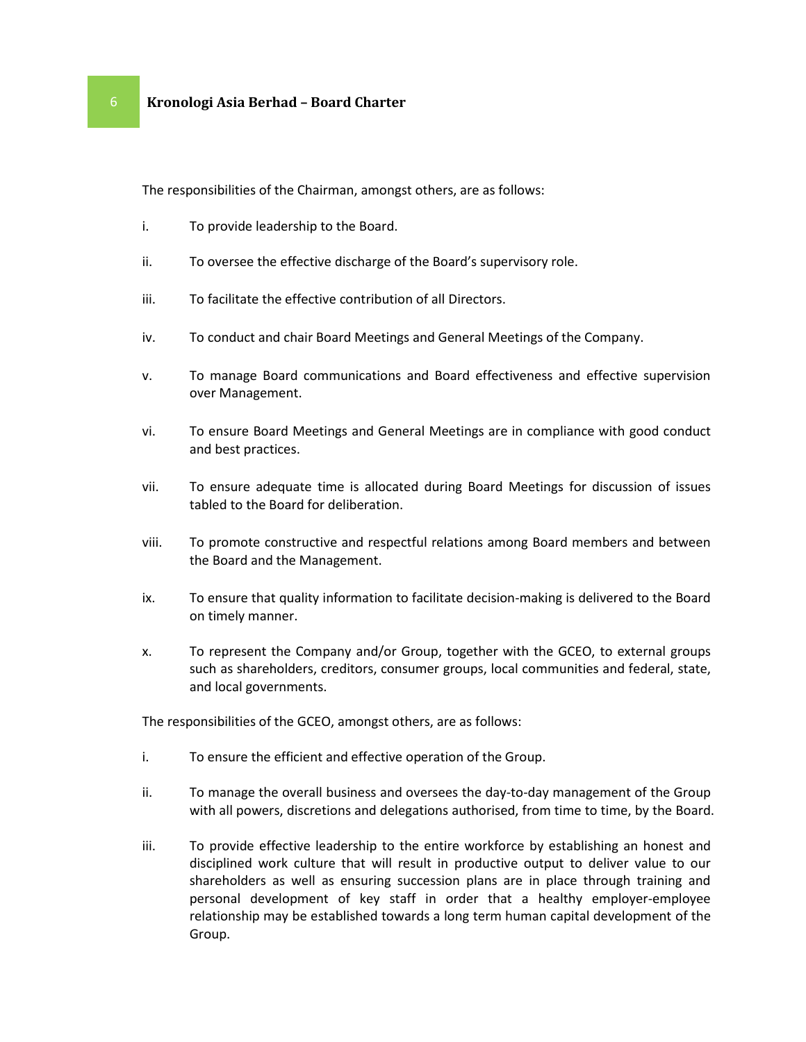The responsibilities of the Chairman, amongst others, are as follows:

i. To provide leadership to the Board.

ii. To oversee the effective discharge of the Board's supervisory role.

iii. To facilitate the effective contribution of all Directors.

iv. To conduct and chair Board Meetings and General Meetings of the Company.

v. To manage Board communications and Board effectiveness and effective supervision over Management.

vi. To ensure Board Meetings and General Meetings are in compliance with good conduct and best practices.

vii. To ensure adequate time is allocated during Board Meetings for discussion of issues tabled to the Board for deliberation.

viii. To promote constructive and respectful relations among Board members and between the Board and the Management.

ix. To ensure that quality information to facilitate decision-making is delivered to the Board on timely manner.

x. To represent the Company and/or Group, together with the GCEO, to external groups such as shareholders, creditors, consumer groups, local communities and federal, state, and local governments.

The responsibilities of the GCEO, amongst others, are as follows:

i. To ensure the efficient and effective operation of the Group.

ii. To manage the overall business and oversees the day-to-day management of the Group with all powers, discretions and delegations authorised, from time to time, by the Board.

iii. To provide effective leadership to the entire workforce by establishing an honest and disciplined work culture that will result in productive output to deliver value to our shareholders as well as ensuring succession plans are in place through training and personal development of key staff in order that a healthy employer-employee relationship may be established towards a long term human capital development of the Group.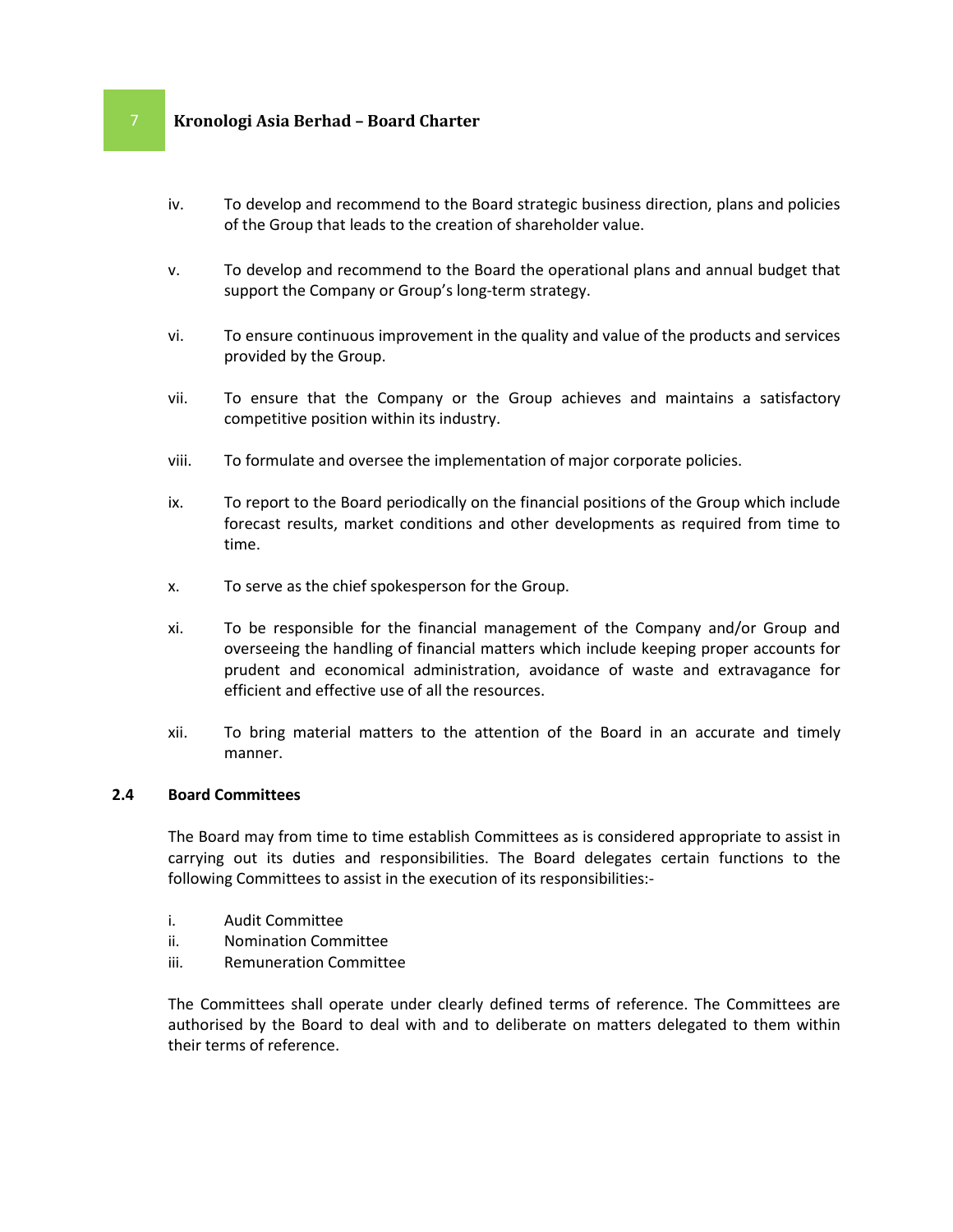iv. To develop and recommend to the Board strategic business direction, plans and policies of the Group that leads to the creation of shareholder value.

v. To develop and recommend to the Board the operational plans and annual budget that support the Company or Group's long-term strategy.

vi. To ensure continuous improvement in the quality and value of the products and services provided by the Group.

vii. To ensure that the Company or the Group achieves and maintains a satisfactory competitive position within its industry.

viii. To formulate and oversee the implementation of major corporate policies.

ix. To report to the Board periodically on the financial positions of the Group which include forecast results, market conditions and other developments as required from time to time.

x. To serve as the chief spokesperson for the Group.

xi. To be responsible for the financial management of the Company and/or Group and overseeing the handling of financial matters which include keeping proper accounts for prudent and economical administration, avoidance of waste and extravagance for efficient and effective use of all the resources.

xii. To bring material matters to the attention of the Board in an accurate and timely manner.

### 2.4 Board Committees

The Board may from time to time establish Committees as is considered appropriate to assist in carrying out its duties and responsibilities. The Board delegates certain functions to the following Committees to assist in the execution of its responsibilities:-

i. Audit Committee
ii. Nomination Committee
iii. Remuneration Committee

The Committees shall operate under clearly defined terms of reference. The Committees are authorised by the Board to deal with and to deliberate on matters delegated to them within their terms of reference.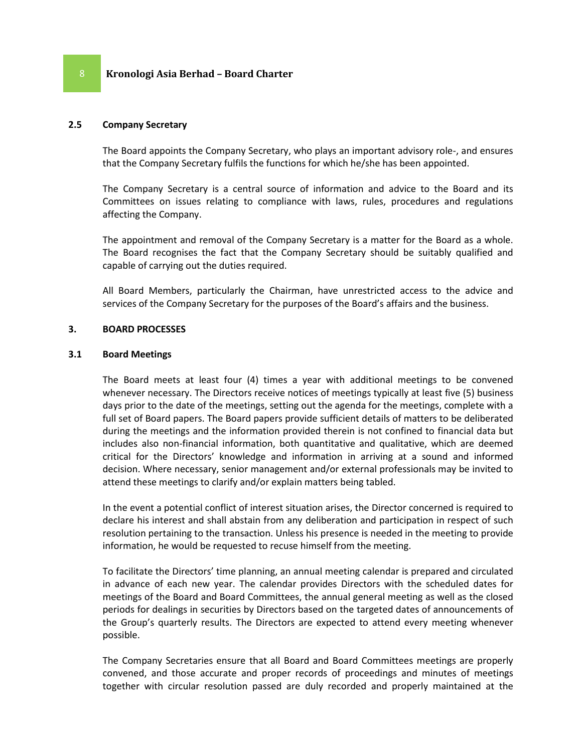### 2.5 Company Secretary

The Board appoints the Company Secretary, who plays an important advisory role-, and ensures that the Company Secretary fulfils the functions for which he/she has been appointed.

The Company Secretary is a central source of information and advice to the Board and its Committees on issues relating to compliance with laws, rules, procedures and regulations affecting the Company.

The appointment and removal of the Company Secretary is a matter for the Board as a whole. The Board recognises the fact that the Company Secretary should be suitably qualified and capable of carrying out the duties required.

All Board Members, particularly the Chairman, have unrestricted access to the advice and services of the Company Secretary for the purposes of the Board's affairs and the business.

## 3. BOARD PROCESSES

### 3.1 Board Meetings

The Board meets at least four (4) times a year with additional meetings to be convened whenever necessary. The Directors receive notices of meetings typically at least five (5) business days prior to the date of the meetings, setting out the agenda for the meetings, complete with a full set of Board papers. The Board papers provide sufficient details of matters to be deliberated during the meetings and the information provided therein is not confined to financial data but includes also non-financial information, both quantitative and qualitative, which are deemed critical for the Directors' knowledge and information in arriving at a sound and informed decision. Where necessary, senior management and/or external professionals may be invited to attend these meetings to clarify and/or explain matters being tabled.

In the event a potential conflict of interest situation arises, the Director concerned is required to declare his interest and shall abstain from any deliberation and participation in respect of such resolution pertaining to the transaction. Unless his presence is needed in the meeting to provide information, he would be requested to recuse himself from the meeting.

To facilitate the Directors' time planning, an annual meeting calendar is prepared and circulated in advance of each new year. The calendar provides Directors with the scheduled dates for meetings of the Board and Board Committees, the annual general meeting as well as the closed periods for dealings in securities by Directors based on the targeted dates of announcements of the Group's quarterly results. The Directors are expected to attend every meeting whenever possible.

The Company Secretaries ensure that all Board and Board Committees meetings are properly convened, and those accurate and proper records of proceedings and minutes of meetings together with circular resolution passed are duly recorded and properly maintained at the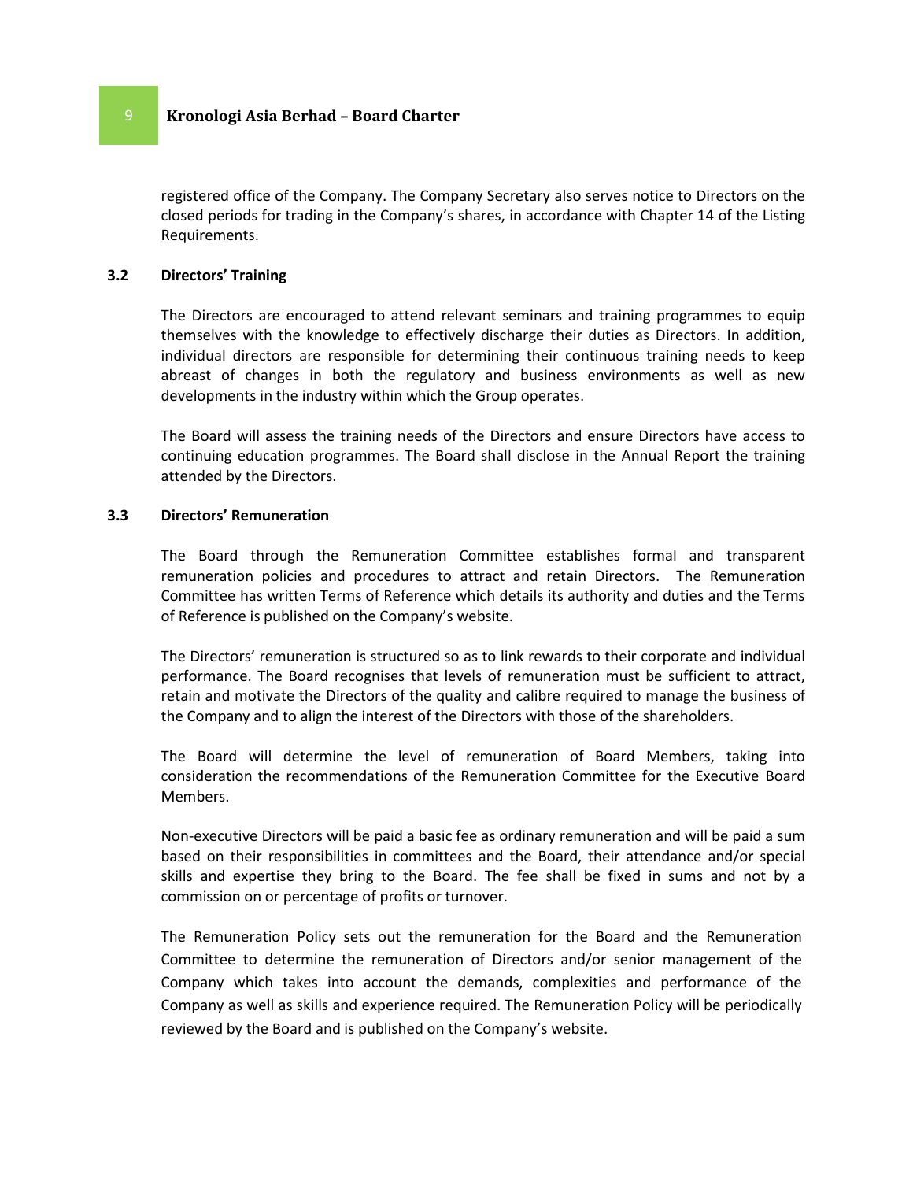registered office of the Company. The Company Secretary also serves notice to Directors on the closed periods for trading in the Company's shares, in accordance with Chapter 14 of the Listing Requirements.

### 3.2 Directors' Training

The Directors are encouraged to attend relevant seminars and training programmes to equip themselves with the knowledge to effectively discharge their duties as Directors. In addition, individual directors are responsible for determining their continuous training needs to keep abreast of changes in both the regulatory and business environments as well as new developments in the industry within which the Group operates.

The Board will assess the training needs of the Directors and ensure Directors have access to continuing education programmes. The Board shall disclose in the Annual Report the training attended by the Directors.

### 3.3 Directors' Remuneration

The Board through the Remuneration Committee establishes formal and transparent remuneration policies and procedures to attract and retain Directors. The Remuneration Committee has written Terms of Reference which details its authority and duties and the Terms of Reference is published on the Company's website.

The Directors' remuneration is structured so as to link rewards to their corporate and individual performance. The Board recognises that levels of remuneration must be sufficient to attract, retain and motivate the Directors of the quality and calibre required to manage the business of the Company and to align the interest of the Directors with those of the shareholders.

The Board will determine the level of remuneration of Board Members, taking into consideration the recommendations of the Remuneration Committee for the Executive Board Members.

Non-executive Directors will be paid a basic fee as ordinary remuneration and will be paid a sum based on their responsibilities in committees and the Board, their attendance and/or special skills and expertise they bring to the Board. The fee shall be fixed in sums and not by a commission on or percentage of profits or turnover.

The Remuneration Policy sets out the remuneration for the Board and the Remuneration Committee to determine the remuneration of Directors and/or senior management of the Company which takes into account the demands, complexities and performance of the Company as well as skills and experience required. The Remuneration Policy will be periodically reviewed by the Board and is published on the Company's website.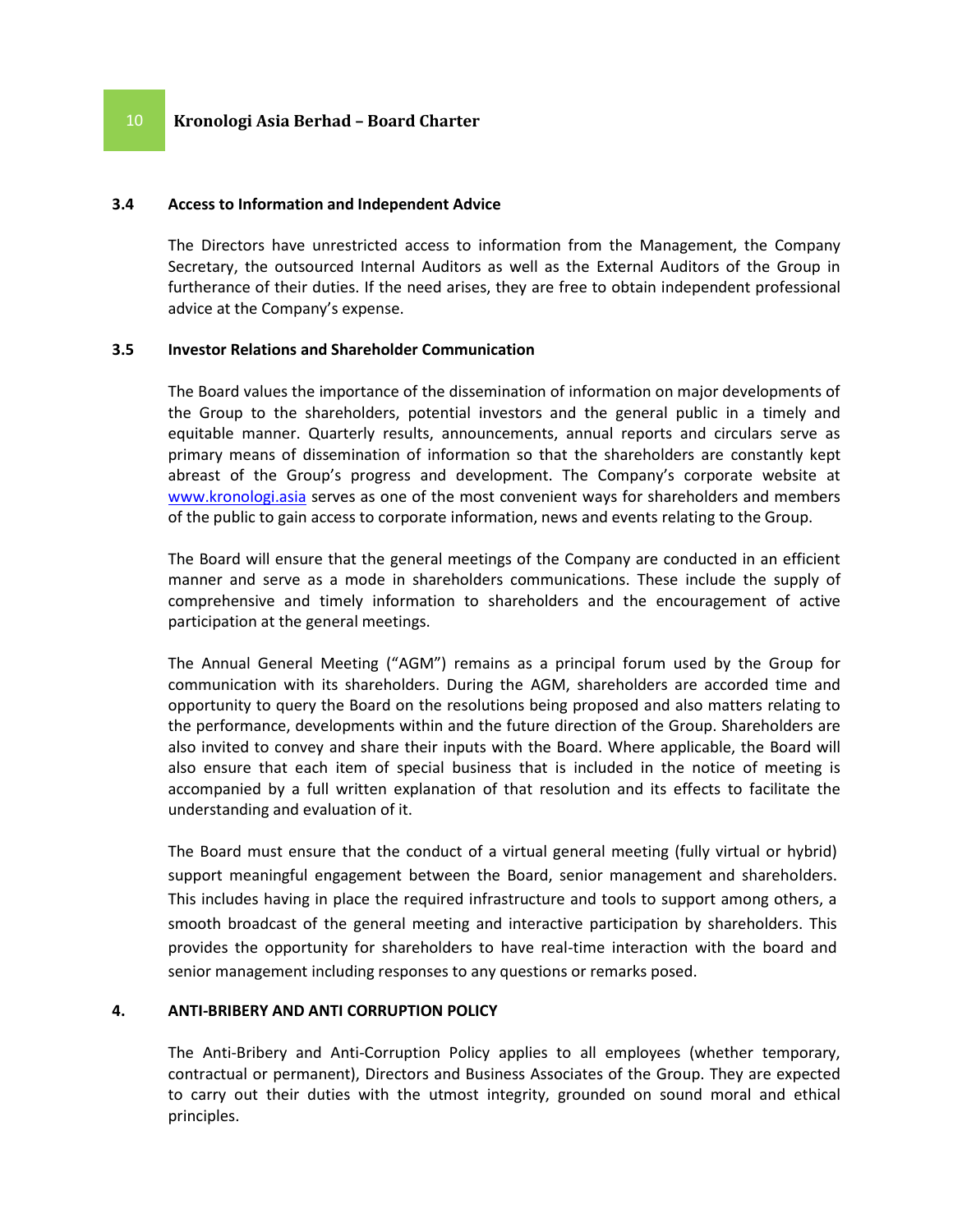### 3.4 Access to Information and Independent Advice

The Directors have unrestricted access to information from the Management, the Company Secretary, the outsourced Internal Auditors as well as the External Auditors of the Group in furtherance of their duties. If the need arises, they are free to obtain independent professional advice at the Company's expense.

### 3.5 Investor Relations and Shareholder Communication

The Board values the importance of the dissemination of information on major developments of the Group to the shareholders, potential investors and the general public in a timely and equitable manner. Quarterly results, announcements, annual reports and circulars serve as primary means of dissemination of information so that the shareholders are constantly kept abreast of the Group's progress and development. The Company's corporate website at [www.kronologi.asia](http://www.kronologi.asia) serves as one of the most convenient ways for shareholders and members of the public to gain access to corporate information, news and events relating to the Group.

The Board will ensure that the general meetings of the Company are conducted in an efficient manner and serve as a mode in shareholders communications. These include the supply of comprehensive and timely information to shareholders and the encouragement of active participation at the general meetings.

The Annual General Meeting ("AGM") remains as a principal forum used by the Group for communication with its shareholders. During the AGM, shareholders are accorded time and opportunity to query the Board on the resolutions being proposed and also matters relating to the performance, developments within and the future direction of the Group. Shareholders are also invited to convey and share their inputs with the Board. Where applicable, the Board will also ensure that each item of special business that is included in the notice of meeting is accompanied by a full written explanation of that resolution and its effects to facilitate the understanding and evaluation of it.

The Board must ensure that the conduct of a virtual general meeting (fully virtual or hybrid) support meaningful engagement between the Board, senior management and shareholders. This includes having in place the required infrastructure and tools to support among others, a smooth broadcast of the general meeting and interactive participation by shareholders. This provides the opportunity for shareholders to have real-time interaction with the board and senior management including responses to any questions or remarks posed.

## 4. ANTI-BRIBERY AND ANTI CORRUPTION POLICY

The Anti-Bribery and Anti-Corruption Policy applies to all employees (whether temporary, contractual or permanent), Directors and Business Associates of the Group. They are expected to carry out their duties with the utmost integrity, grounded on sound moral and ethical principles.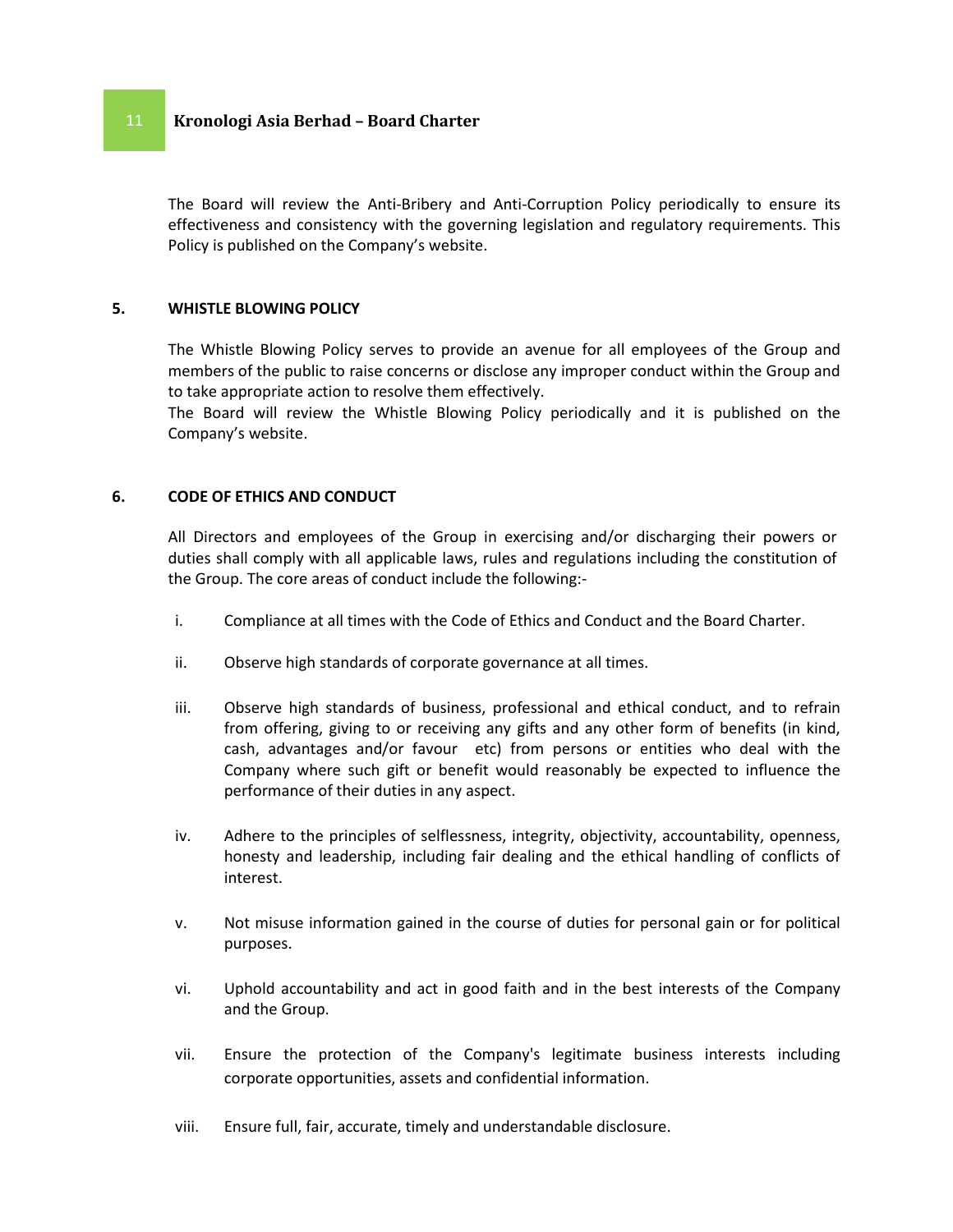The Board will review the Anti-Bribery and Anti-Corruption Policy periodically to ensure its effectiveness and consistency with the governing legislation and regulatory requirements. This Policy is published on the Company's website.

## 5. WHISTLE BLOWING POLICY

The Whistle Blowing Policy serves to provide an avenue for all employees of the Group and members of the public to raise concerns or disclose any improper conduct within the Group and to take appropriate action to resolve them effectively.
The Board will review the Whistle Blowing Policy periodically and it is published on the Company's website.

## 6. CODE OF ETHICS AND CONDUCT

All Directors and employees of the Group in exercising and/or discharging their powers or duties shall comply with all applicable laws, rules and regulations including the constitution of the Group. The core areas of conduct include the following:-

i. Compliance at all times with the Code of Ethics and Conduct and the Board Charter.

ii. Observe high standards of corporate governance at all times.

iii. Observe high standards of business, professional and ethical conduct, and to refrain from offering, giving to or receiving any gifts and any other form of benefits (in kind, cash, advantages and/or favour etc) from persons or entities who deal with the Company where such gift or benefit would reasonably be expected to influence the performance of their duties in any aspect.

iv. Adhere to the principles of selflessness, integrity, objectivity, accountability, openness, honesty and leadership, including fair dealing and the ethical handling of conflicts of interest.

v. Not misuse information gained in the course of duties for personal gain or for political purposes.

vi. Uphold accountability and act in good faith and in the best interests of the Company and the Group.

vii. Ensure the protection of the Company's legitimate business interests including corporate opportunities, assets and confidential information.

viii. Ensure full, fair, accurate, timely and understandable disclosure.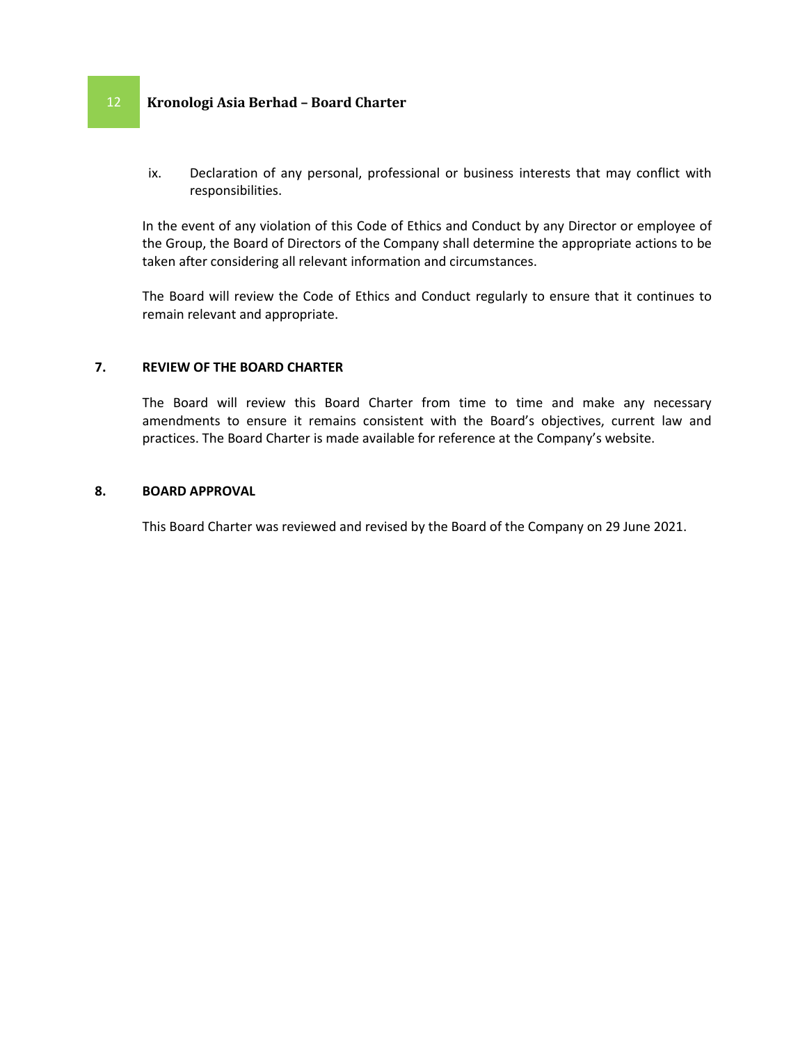ix. Declaration of any personal, professional or business interests that may conflict with responsibilities.

In the event of any violation of this Code of Ethics and Conduct by any Director or employee of the Group, the Board of Directors of the Company shall determine the appropriate actions to be taken after considering all relevant information and circumstances.

The Board will review the Code of Ethics and Conduct regularly to ensure that it continues to remain relevant and appropriate.

## 7. REVIEW OF THE BOARD CHARTER

The Board will review this Board Charter from time to time and make any necessary amendments to ensure it remains consistent with the Board's objectives, current law and practices. The Board Charter is made available for reference at the Company's website.

## 8. BOARD APPROVAL

This Board Charter was reviewed and revised by the Board of the Company on 29 June 2021.